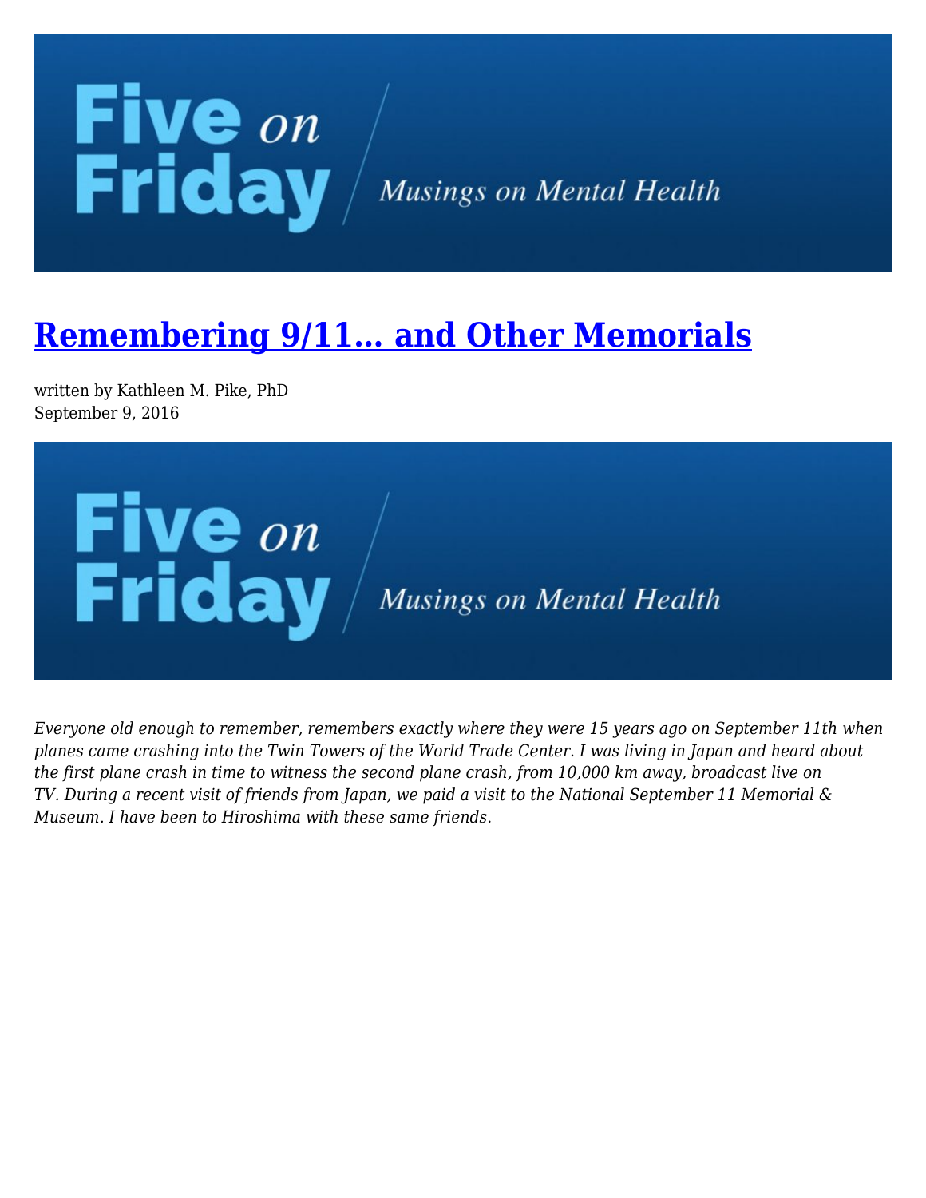# Remembering 9/11… and Other Memorials

written by Kathleen M. Pike, PhD
September 9, 2016

*Everyone old enough to remember, remembers exactly where they were 15 years ago on September 11th when planes came crashing into the Twin Towers of the World Trade Center. I was living in Japan and heard about the first plane crash in time to witness the second plane crash, from 10,000 km away, broadcast live on TV. During a recent visit of friends from Japan, we paid a visit to the National September 11 Memorial & Museum. I have been to Hiroshima with these same friends.*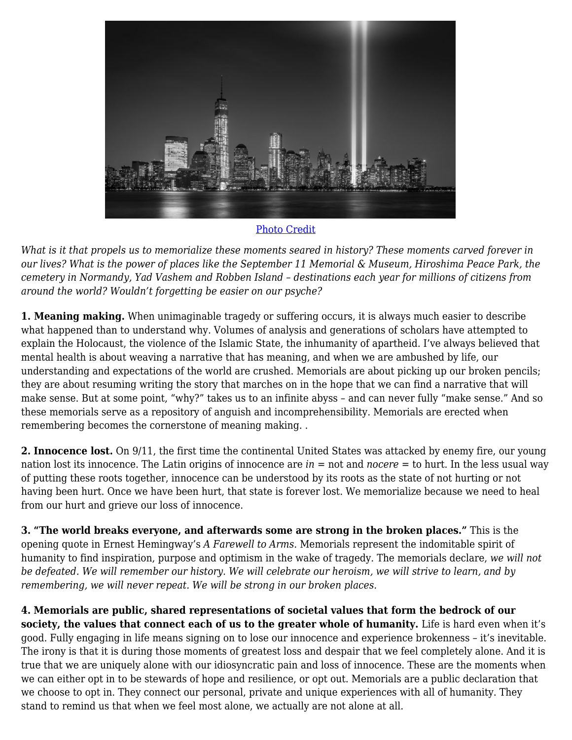Photo Credit

*What is it that propels us to memorialize these moments seared in history? These moments carved forever in our lives? What is the power of places like the September 11 Memorial & Museum, Hiroshima Peace Park, the cemetery in Normandy, Yad Vashem and Robben Island – destinations each year for millions of citizens from around the world? Wouldn't forgetting be easier on our psyche?*

**1. Meaning making.** When unimaginable tragedy or suffering occurs, it is always much easier to describe what happened than to understand why. Volumes of analysis and generations of scholars have attempted to explain the Holocaust, the violence of the Islamic State, the inhumanity of apartheid. I've always believed that mental health is about weaving a narrative that has meaning, and when we are ambushed by life, our understanding and expectations of the world are crushed. Memorials are about picking up our broken pencils; they are about resuming writing the story that marches on in the hope that we can find a narrative that will make sense. But at some point, "why?" takes us to an infinite abyss – and can never fully "make sense." And so these memorials serve as a repository of anguish and incomprehensibility. Memorials are erected when remembering becomes the cornerstone of meaning making. .

**2. Innocence lost.** On 9/11, the first time the continental United States was attacked by enemy fire, our young nation lost its innocence. The Latin origins of innocence are *in* = not and *nocere* = to hurt. In the less usual way of putting these roots together, innocence can be understood by its roots as the state of not hurting or not having been hurt. Once we have been hurt, that state is forever lost. We memorialize because we need to heal from our hurt and grieve our loss of innocence.

**3. "The world breaks everyone, and afterwards some are strong in the broken places."** This is the opening quote in Ernest Hemingway's *A Farewell to Arms*. Memorials represent the indomitable spirit of humanity to find inspiration, purpose and optimism in the wake of tragedy. The memorials declare, *we will not be defeated. We will remember our history. We will celebrate our heroism, we will strive to learn, and by remembering, we will never repeat. We will be strong in our broken places.*

**4. Memorials are public, shared representations of societal values that form the bedrock of our society, the values that connect each of us to the greater whole of humanity.** Life is hard even when it's good. Fully engaging in life means signing on to lose our innocence and experience brokenness – it's inevitable. The irony is that it is during those moments of greatest loss and despair that we feel completely alone. And it is true that we are uniquely alone with our idiosyncratic pain and loss of innocence. These are the moments when we can either opt in to be stewards of hope and resilience, or opt out. Memorials are a public declaration that we choose to opt in. They connect our personal, private and unique experiences with all of humanity. They stand to remind us that when we feel most alone, we actually are not alone at all.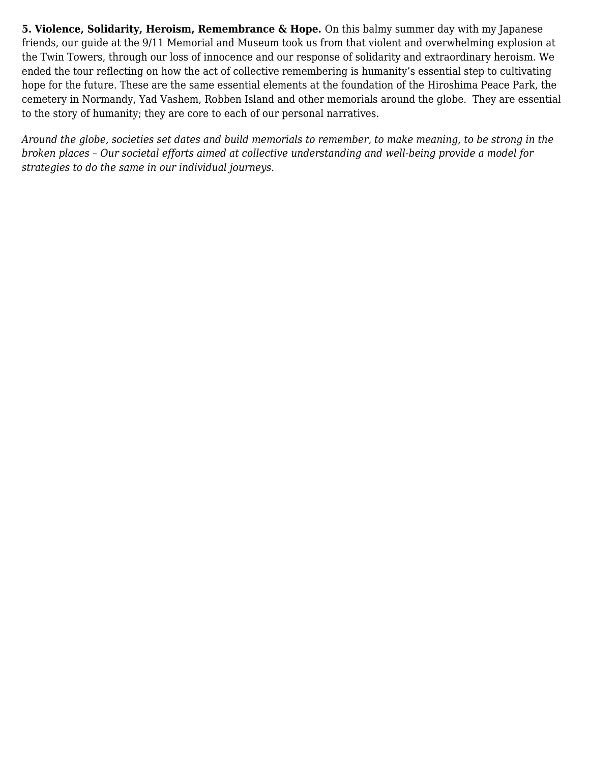**5. Violence, Solidarity, Heroism, Remembrance & Hope.** On this balmy summer day with my Japanese friends, our guide at the 9/11 Memorial and Museum took us from that violent and overwhelming explosion at the Twin Towers, through our loss of innocence and our response of solidarity and extraordinary heroism. We ended the tour reflecting on how the act of collective remembering is humanity's essential step to cultivating hope for the future. These are the same essential elements at the foundation of the Hiroshima Peace Park, the cemetery in Normandy, Yad Vashem, Robben Island and other memorials around the globe.  They are essential to the story of humanity; they are core to each of our personal narratives.

*Around the globe, societies set dates and build memorials to remember, to make meaning, to be strong in the broken places – Our societal efforts aimed at collective understanding and well-being provide a model for strategies to do the same in our individual journeys.*